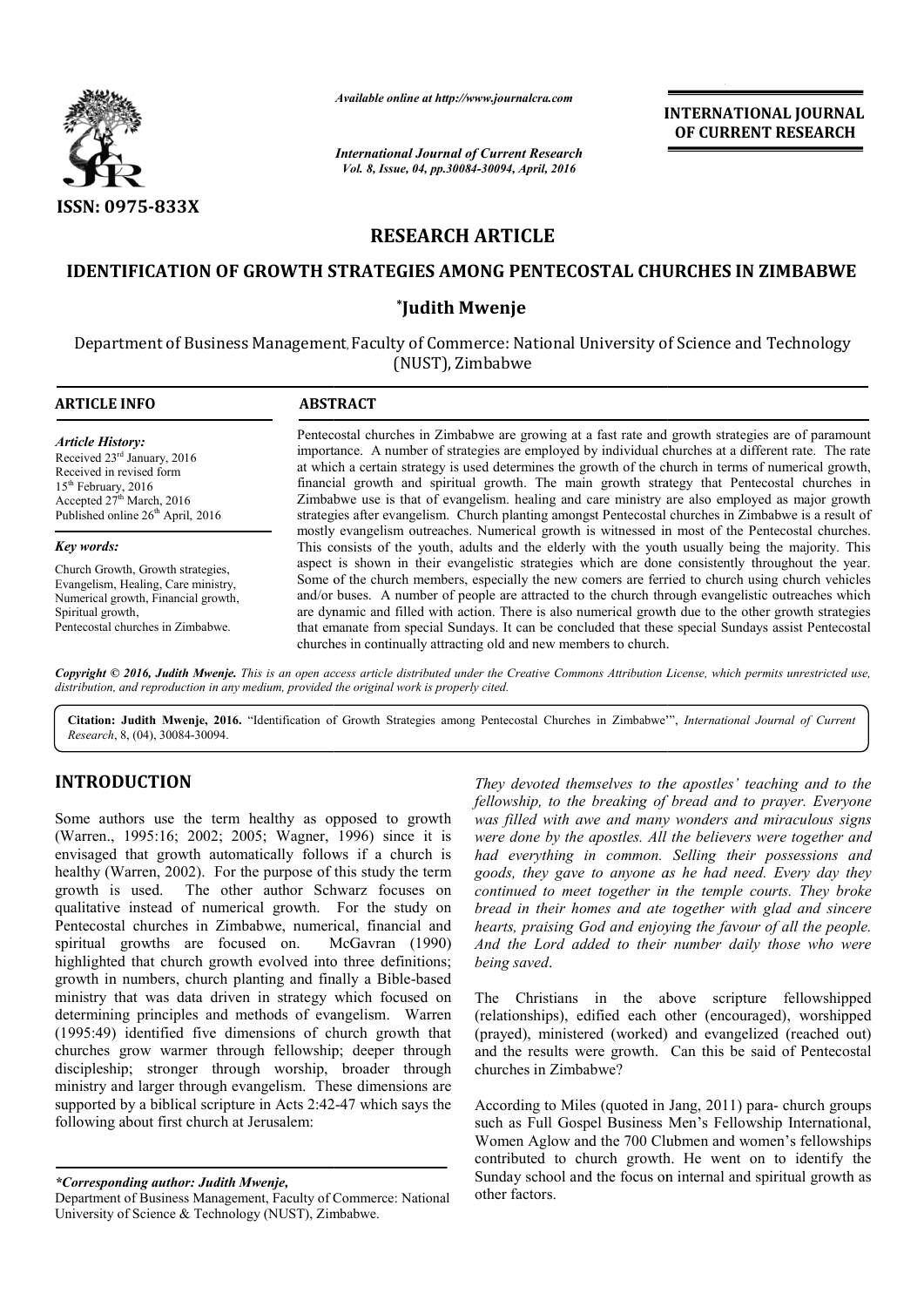ISSN: 0975-833X

*Available online at http://www.journalcra.com*

*International Journal of Current Research*
*Vol. 8, Issue, 04, pp.30084-30094, April, 2016*

**INTERNATIONAL JOURNAL OF CURRENT RESEARCH**

## RESEARCH ARTICLE

# IDENTIFICATION OF GROWTH STRATEGIES AMONG PENTECOSTAL CHURCHES IN ZIMBABWE

**\*Judith Mwenje**

Department of Business Management, Faculty of Commerce: National University of Science and Technology (NUST), Zimbabwe

**ARTICLE INFO**

*Article History:*
Received 23rd January, 2016
Received in revised form
15th February, 2016
Accepted 27th March, 2016
Published online 26th April, 2016

*Key words:*

Church Growth, Growth strategies, Evangelism, Healing, Care ministry, Numerical growth, Financial growth, Spiritual growth, Pentecostal churches in Zimbabwe.

**ABSTRACT**

Pentecostal churches in Zimbabwe are growing at a fast rate and growth strategies are of paramount importance. A number of strategies are employed by individual churches at a different rate. The rate at which a certain strategy is used determines the growth of the church in terms of numerical growth, financial growth and spiritual growth. The main growth strategy that Pentecostal churches in Zimbabwe use is that of evangelism. healing and care ministry are also employed as major growth strategies after evangelism. Church planting amongst Pentecostal churches in Zimbabwe is a result of mostly evangelism outreaches. Numerical growth is witnessed in most of the Pentecostal churches. This consists of the youth, adults and the elderly with the youth usually being the majority. This aspect is shown in their evangelistic strategies which are done consistently throughout the year. Some of the church members, especially the new comers are ferried to church using church vehicles and/or buses. A number of people are attracted to the church through evangelistic outreaches which are dynamic and filled with action. There is also numerical growth due to the other growth strategies that emanate from special Sundays. It can be concluded that these special Sundays assist Pentecostal churches in continually attracting old and new members to church.

***Copyright © 2016, Judith Mwenje.*** *This is an open access article distributed under the Creative Commons Attribution License, which permits unrestricted use, distribution, and reproduction in any medium, provided the original work is properly cited.*

**Citation: Judith Mwenje, 2016.** "Identification of Growth Strategies among Pentecostal Churches in Zimbabwe'", *International Journal of Current Research*, 8, (04), 30084-30094.

## INTRODUCTION

Some authors use the term healthy as opposed to growth (Warren., 1995:16; 2002; 2005; Wagner, 1996) since it is envisaged that growth automatically follows if a church is healthy (Warren, 2002). For the purpose of this study the term growth is used. The other author Schwarz focuses on qualitative instead of numerical growth. For the study on Pentecostal churches in Zimbabwe, numerical, financial and spiritual growths are focused on. McGavran (1990) highlighted that church growth evolved into three definitions; growth in numbers, church planting and finally a Bible-based ministry that was data driven in strategy which focused on determining principles and methods of evangelism. Warren (1995:49) identified five dimensions of church growth that churches grow warmer through fellowship; deeper through discipleship; stronger through worship, broader through ministry and larger through evangelism. These dimensions are supported by a biblical scripture in Acts 2:42-47 which says the following about first church at Jerusalem:

*They devoted themselves to the apostles' teaching and to the fellowship, to the breaking of bread and to prayer. Everyone was filled with awe and many wonders and miraculous signs were done by the apostles. All the believers were together and had everything in common. Selling their possessions and goods, they gave to anyone as he had need. Every day they continued to meet together in the temple courts. They broke bread in their homes and ate together with glad and sincere hearts, praising God and enjoying the favour of all the people. And the Lord added to their number daily those who were being saved.*

The Christians in the above scripture fellowshipped (relationships), edified each other (encouraged), worshipped (prayed), ministered (worked) and evangelized (reached out) and the results were growth. Can this be said of Pentecostal churches in Zimbabwe?

According to Miles (quoted in Jang, 2011) para- church groups such as Full Gospel Business Men's Fellowship International, Women Aglow and the 700 Clubmen and women's fellowships contributed to church growth. He went on to identify the Sunday school and the focus on internal and spiritual growth as other factors.

*\*Corresponding author: Judith Mwenje,*
Department of Business Management, Faculty of Commerce: National University of Science & Technology (NUST), Zimbabwe.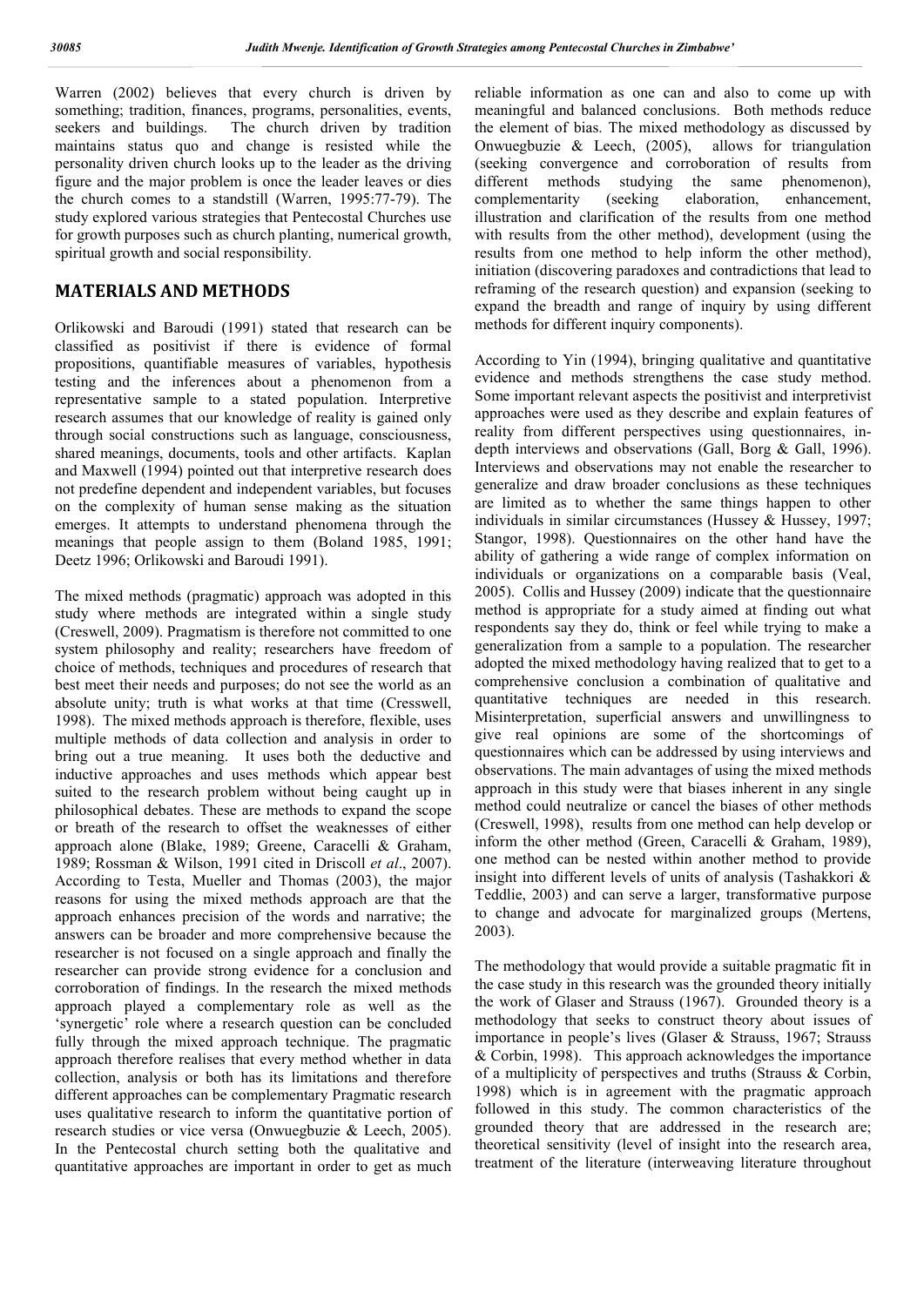Warren (2002) believes that every church is driven by something; tradition, finances, programs, personalities, events, seekers and buildings. The church driven by tradition maintains status quo and change is resisted while the personality driven church looks up to the leader as the driving figure and the major problem is once the leader leaves or dies the church comes to a standstill (Warren, 1995:77-79). The study explored various strategies that Pentecostal Churches use for growth purposes such as church planting, numerical growth, spiritual growth and social responsibility.

## MATERIALS AND METHODS

Orlikowski and Baroudi (1991) stated that research can be classified as positivist if there is evidence of formal propositions, quantifiable measures of variables, hypothesis testing and the inferences about a phenomenon from a representative sample to a stated population. Interpretive research assumes that our knowledge of reality is gained only through social constructions such as language, consciousness, shared meanings, documents, tools and other artifacts. Kaplan and Maxwell (1994) pointed out that interpretive research does not predefine dependent and independent variables, but focuses on the complexity of human sense making as the situation emerges. It attempts to understand phenomena through the meanings that people assign to them (Boland 1985, 1991; Deetz 1996; Orlikowski and Baroudi 1991).

The mixed methods (pragmatic) approach was adopted in this study where methods are integrated within a single study (Creswell, 2009). Pragmatism is therefore not committed to one system philosophy and reality; researchers have freedom of choice of methods, techniques and procedures of research that best meet their needs and purposes; do not see the world as an absolute unity; truth is what works at that time (Cresswell, 1998). The mixed methods approach is therefore, flexible, uses multiple methods of data collection and analysis in order to bring out a true meaning. It uses both the deductive and inductive approaches and uses methods which appear best suited to the research problem without being caught up in philosophical debates. These are methods to expand the scope or breath of the research to offset the weaknesses of either approach alone (Blake, 1989; Greene, Caracelli & Graham, 1989; Rossman & Wilson, 1991 cited in Driscoll *et al*., 2007). According to Testa, Mueller and Thomas (2003), the major reasons for using the mixed methods approach are that the approach enhances precision of the words and narrative; the answers can be broader and more comprehensive because the researcher is not focused on a single approach and finally the researcher can provide strong evidence for a conclusion and corroboration of findings. In the research the mixed methods approach played a complementary role as well as the 'synergetic' role where a research question can be concluded fully through the mixed approach technique. The pragmatic approach therefore realises that every method whether in data collection, analysis or both has its limitations and therefore different approaches can be complementary Pragmatic research uses qualitative research to inform the quantitative portion of research studies or vice versa (Onwuegbuzie & Leech, 2005). In the Pentecostal church setting both the qualitative and quantitative approaches are important in order to get as much reliable information as one can and also to come up with meaningful and balanced conclusions. Both methods reduce the element of bias. The mixed methodology as discussed by Onwuegbuzie & Leech, (2005), allows for triangulation (seeking convergence and corroboration of results from different methods studying the same phenomenon), complementarity (seeking elaboration, enhancement, illustration and clarification of the results from one method with results from the other method), development (using the results from one method to help inform the other method), initiation (discovering paradoxes and contradictions that lead to reframing of the research question) and expansion (seeking to expand the breadth and range of inquiry by using different methods for different inquiry components).

According to Yin (1994), bringing qualitative and quantitative evidence and methods strengthens the case study method. Some important relevant aspects the positivist and interpretivist approaches were used as they describe and explain features of reality from different perspectives using questionnaires, in-depth interviews and observations (Gall, Borg & Gall, 1996). Interviews and observations may not enable the researcher to generalize and draw broader conclusions as these techniques are limited as to whether the same things happen to other individuals in similar circumstances (Hussey & Hussey, 1997; Stangor, 1998). Questionnaires on the other hand have the ability of gathering a wide range of complex information on individuals or organizations on a comparable basis (Veal, 2005). Collis and Hussey (2009) indicate that the questionnaire method is appropriate for a study aimed at finding out what respondents say they do, think or feel while trying to make a generalization from a sample to a population. The researcher adopted the mixed methodology having realized that to get to a comprehensive conclusion a combination of qualitative and quantitative techniques are needed in this research. Misinterpretation, superficial answers and unwillingness to give real opinions are some of the shortcomings of questionnaires which can be addressed by using interviews and observations. The main advantages of using the mixed methods approach in this study were that biases inherent in any single method could neutralize or cancel the biases of other methods (Creswell, 1998), results from one method can help develop or inform the other method (Green, Caracelli & Graham, 1989), one method can be nested within another method to provide insight into different levels of units of analysis (Tashakkori & Teddlie, 2003) and can serve a larger, transformative purpose to change and advocate for marginalized groups (Mertens, 2003).

The methodology that would provide a suitable pragmatic fit in the case study in this research was the grounded theory initially the work of Glaser and Strauss (1967). Grounded theory is a methodology that seeks to construct theory about issues of importance in people's lives (Glaser & Strauss, 1967; Strauss & Corbin, 1998). This approach acknowledges the importance of a multiplicity of perspectives and truths (Strauss & Corbin, 1998) which is in agreement with the pragmatic approach followed in this study. The common characteristics of the grounded theory that are addressed in the research are; theoretical sensitivity (level of insight into the research area, treatment of the literature (interweaving literature throughout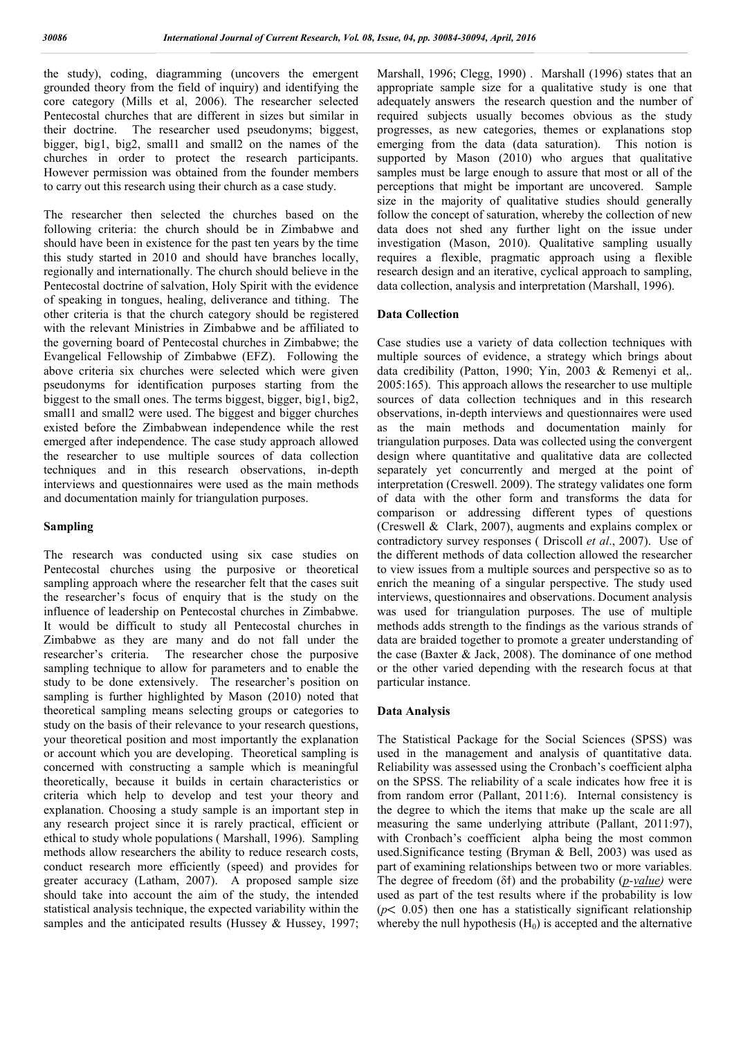the study), coding, diagramming (uncovers the emergent grounded theory from the field of inquiry) and identifying the core category (Mills et al, 2006). The researcher selected Pentecostal churches that are different in sizes but similar in their doctrine. The researcher used pseudonyms; biggest, bigger, big1, big2, small1 and small2 on the names of the churches in order to protect the research participants. However permission was obtained from the founder members to carry out this research using their church as a case study.

The researcher then selected the churches based on the following criteria: the church should be in Zimbabwe and should have been in existence for the past ten years by the time this study started in 2010 and should have branches locally, regionally and internationally. The church should believe in the Pentecostal doctrine of salvation, Holy Spirit with the evidence of speaking in tongues, healing, deliverance and tithing. The other criteria is that the church category should be registered with the relevant Ministries in Zimbabwe and be affiliated to the governing board of Pentecostal churches in Zimbabwe; the Evangelical Fellowship of Zimbabwe (EFZ). Following the above criteria six churches were selected which were given pseudonyms for identification purposes starting from the biggest to the small ones. The terms biggest, bigger, big1, big2, small1 and small2 were used. The biggest and bigger churches existed before the Zimbabwean independence while the rest emerged after independence. The case study approach allowed the researcher to use multiple sources of data collection techniques and in this research observations, in-depth interviews and questionnaires were used as the main methods and documentation mainly for triangulation purposes.

## Sampling

The research was conducted using six case studies on Pentecostal churches using the purposive or theoretical sampling approach where the researcher felt that the cases suit the researcher's focus of enquiry that is the study on the influence of leadership on Pentecostal churches in Zimbabwe. It would be difficult to study all Pentecostal churches in Zimbabwe as they are many and do not fall under the researcher's criteria. The researcher chose the purposive sampling technique to allow for parameters and to enable the study to be done extensively. The researcher's position on sampling is further highlighted by Mason (2010) noted that theoretical sampling means selecting groups or categories to study on the basis of their relevance to your research questions, your theoretical position and most importantly the explanation or account which you are developing. Theoretical sampling is concerned with constructing a sample which is meaningful theoretically, because it builds in certain characteristics or criteria which help to develop and test your theory and explanation. Choosing a study sample is an important step in any research project since it is rarely practical, efficient or ethical to study whole populations ( Marshall, 1996). Sampling methods allow researchers the ability to reduce research costs, conduct research more efficiently (speed) and provides for greater accuracy (Latham, 2007). A proposed sample size should take into account the aim of the study, the intended statistical analysis technique, the expected variability within the samples and the anticipated results (Hussey & Hussey, 1997; Marshall, 1996; Clegg, 1990) . Marshall (1996) states that an appropriate sample size for a qualitative study is one that adequately answers the research question and the number of required subjects usually becomes obvious as the study progresses, as new categories, themes or explanations stop emerging from the data (data saturation). This notion is supported by Mason (2010) who argues that qualitative samples must be large enough to assure that most or all of the perceptions that might be important are uncovered. Sample size in the majority of qualitative studies should generally follow the concept of saturation, whereby the collection of new data does not shed any further light on the issue under investigation (Mason, 2010). Qualitative sampling usually requires a flexible, pragmatic approach using a flexible research design and an iterative, cyclical approach to sampling, data collection, analysis and interpretation (Marshall, 1996).

## Data Collection

Case studies use a variety of data collection techniques with multiple sources of evidence, a strategy which brings about data credibility (Patton, 1990; Yin, 2003 & Remenyi et al,. 2005:165). This approach allows the researcher to use multiple sources of data collection techniques and in this research observations, in-depth interviews and questionnaires were used as the main methods and documentation mainly for triangulation purposes. Data was collected using the convergent design where quantitative and qualitative data are collected separately yet concurrently and merged at the point of interpretation (Creswell. 2009). The strategy validates one form of data with the other form and transforms the data for comparison or addressing different types of questions (Creswell & Clark, 2007), augments and explains complex or contradictory survey responses ( Driscoll *et al*., 2007). Use of the different methods of data collection allowed the researcher to view issues from a multiple sources and perspective so as to enrich the meaning of a singular perspective. The study used interviews, questionnaires and observations. Document analysis was used for triangulation purposes. The use of multiple methods adds strength to the findings as the various strands of data are braided together to promote a greater understanding of the case (Baxter & Jack, 2008). The dominance of one method or the other varied depending with the research focus at that particular instance.

## Data Analysis

The Statistical Package for the Social Sciences (SPSS) was used in the management and analysis of quantitative data. Reliability was assessed using the Cronbach's coefficient alpha on the SPSS. The reliability of a scale indicates how free it is from random error (Pallant, 2011:6). Internal consistency is the degree to which the items that make up the scale are all measuring the same underlying attribute (Pallant, 2011:97), with Cronbach's coefficient alpha being the most common used.Significance testing (Bryman & Bell, 2003) was used as part of examining relationships between two or more variables. The degree of freedom (δƒ) and the probability (*p-value)* were used as part of the test results where if the probability is low ($p < 0.05$) then one has a statistically significant relationship whereby the null hypothesis ($H_0$) is accepted and the alternative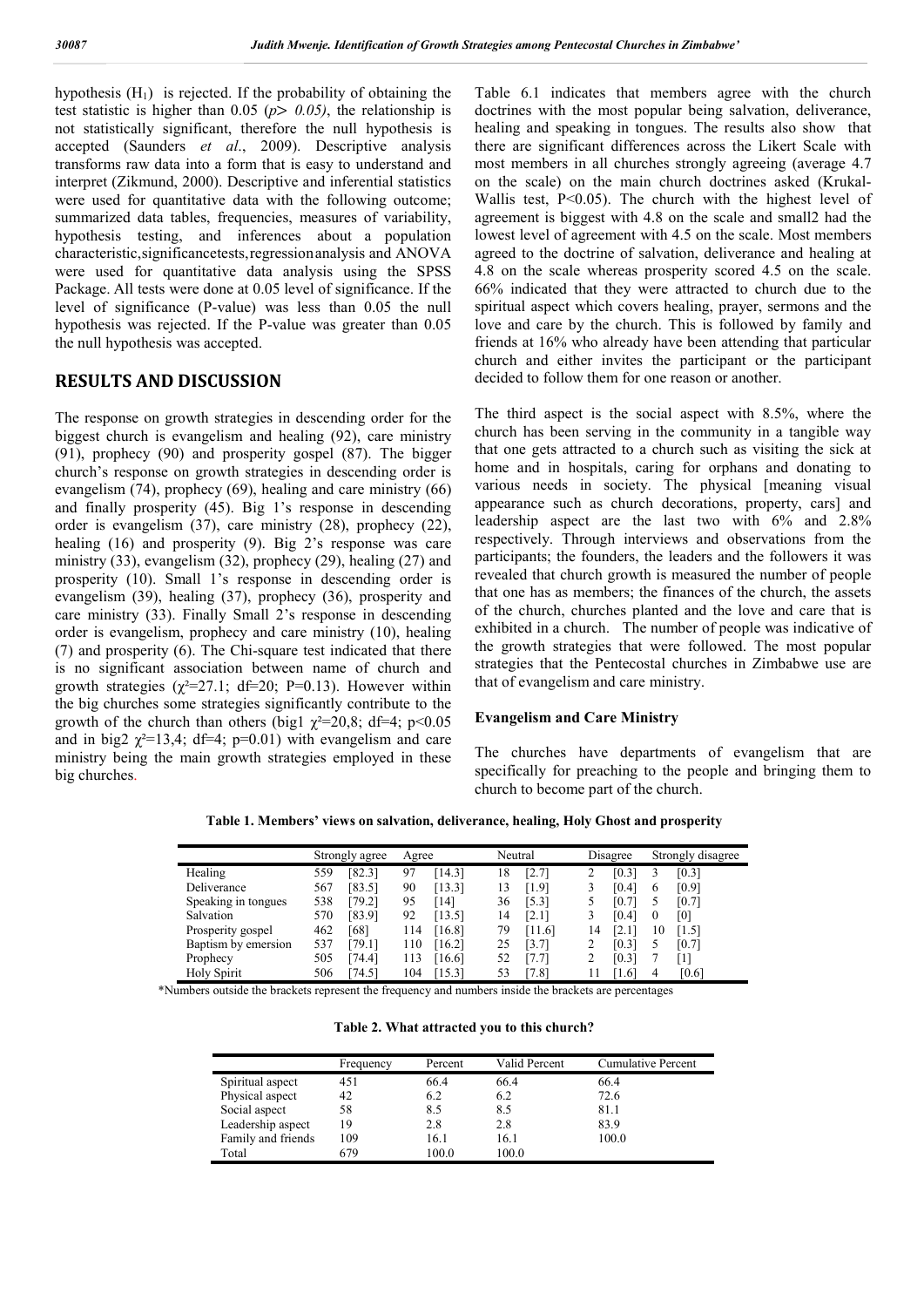hypothesis ($H_1$) is rejected. If the probability of obtaining the test statistic is higher than 0.05 ($p > 0.05$), the relationship is not statistically significant, therefore the null hypothesis is accepted (Saunders *et al*., 2009). Descriptive analysis transforms raw data into a form that is easy to understand and interpret (Zikmund, 2000). Descriptive and inferential statistics were used for quantitative data with the following outcome; summarized data tables, frequencies, measures of variability, hypothesis testing, and inferences about a population characteristic,significancetests,regressionanalysis and ANOVA were used for quantitative data analysis using the SPSS Package. All tests were done at 0.05 level of significance. If the level of significance (P-value) was less than 0.05 the null hypothesis was rejected. If the P-value was greater than 0.05 the null hypothesis was accepted.

## RESULTS AND DISCUSSION

The response on growth strategies in descending order for the biggest church is evangelism and healing (92), care ministry (91), prophecy (90) and prosperity gospel (87). The bigger church's response on growth strategies in descending order is evangelism (74), prophecy (69), healing and care ministry (66) and finally prosperity (45). Big 1's response in descending order is evangelism (37), care ministry (28), prophecy (22), healing (16) and prosperity (9). Big 2's response was care ministry (33), evangelism (32), prophecy (29), healing (27) and prosperity (10). Small 1's response in descending order is evangelism (39), healing (37), prophecy (36), prosperity and care ministry (33). Finally Small 2's response in descending order is evangelism, prophecy and care ministry (10), healing (7) and prosperity (6). The Chi-square test indicated that there is no significant association between name of church and growth strategies ($\chi^2$=27.1; df=20; P=0.13). However within the big churches some strategies significantly contribute to the growth of the church than others (big1 $\chi^2$=20,8; df=4; p<0.05 and in big2 $\chi^2$=13,4; df=4; p=0.01) with evangelism and care ministry being the main growth strategies employed in these big churches.

Table 6.1 indicates that members agree with the church doctrines with the most popular being salvation, deliverance, healing and speaking in tongues. The results also show that there are significant differences across the Likert Scale with most members in all churches strongly agreeing (average 4.7 on the scale) on the main church doctrines asked (Krukal-Wallis test, P<0.05). The church with the highest level of agreement is biggest with 4.8 on the scale and small2 had the lowest level of agreement with 4.5 on the scale. Most members agreed to the doctrine of salvation, deliverance and healing at 4.8 on the scale whereas prosperity scored 4.5 on the scale. 66% indicated that they were attracted to church due to the spiritual aspect which covers healing, prayer, sermons and the love and care by the church. This is followed by family and friends at 16% who already have been attending that particular church and either invites the participant or the participant decided to follow them for one reason or another.

The third aspect is the social aspect with 8.5%, where the church has been serving in the community in a tangible way that one gets attracted to a church such as visiting the sick at home and in hospitals, caring for orphans and donating to various needs in society. The physical [meaning visual appearance such as church decorations, property, cars] and leadership aspect are the last two with 6% and 2.8% respectively. Through interviews and observations from the participants; the founders, the leaders and the followers it was revealed that church growth is measured the number of people that one has as members; the finances of the church, the assets of the church, churches planted and the love and care that is exhibited in a church. The number of people was indicative of the growth strategies that were followed. The most popular strategies that the Pentecostal churches in Zimbabwe use are that of evangelism and care ministry.

### Evangelism and Care Ministry

The churches have departments of evangelism that are specifically for preaching to the people and bringing them to church to become part of the church.

**Table 1. Members' views on salvation, deliverance, healing, Holy Ghost and prosperity**

| | Strongly agree | | Agree | | Neutral | | Disagree | | Strongly disagree | |
|---|---|---|---|---|---|---|---|---|---|---|
| Healing | 559 | [82.3] | 97 | [14.3] | 18 | [2.7] | 2 | [0.3] | 3 | [0.3] |
| Deliverance | 567 | [83.5] | 90 | [13.3] | 13 | [1.9] | 3 | [0.4] | 6 | [0.9] |
| Speaking in tongues | 538 | [79.2] | 95 | [14] | 36 | [5.3] | 5 | [0.7] | 5 | [0.7] |
| Salvation | 570 | [83.9] | 92 | [13.5] | 14 | [2.1] | 3 | [0.4] | 0 | [0] |
| Prosperity gospel | 462 | [68] | 114 | [16.8] | 79 | [11.6] | 14 | [2.1] | 10 | [1.5] |
| Baptism by emersion | 537 | [79.1] | 110 | [16.2] | 25 | [3.7] | 2 | [0.3] | 5 | [0.7] |
| Prophecy | 505 | [74.4] | 113 | [16.6] | 52 | [7.7] | 2 | [0.3] | 7 | [1] |
| Holy Spirit | 506 | [74.5] | 104 | [15.3] | 53 | [7.8] | 11 | [1.6] | 4 | [0.6] |

*Numbers outside the brackets represent the frequency and numbers inside the brackets are percentages

**Table 2. What attracted you to this church?**

| | Frequency | Percent | Valid Percent | Cumulative Percent |
|---|---|---|---|---|
| Spiritual aspect | 451 | 66.4 | 66.4 | 66.4 |
| Physical aspect | 42 | 6.2 | 6.2 | 72.6 |
| Social aspect | 58 | 8.5 | 8.5 | 81.1 |
| Leadership aspect | 19 | 2.8 | 2.8 | 83.9 |
| Family and friends | 109 | 16.1 | 16.1 | 100.0 |
| Total | 679 | 100.0 | 100.0 | |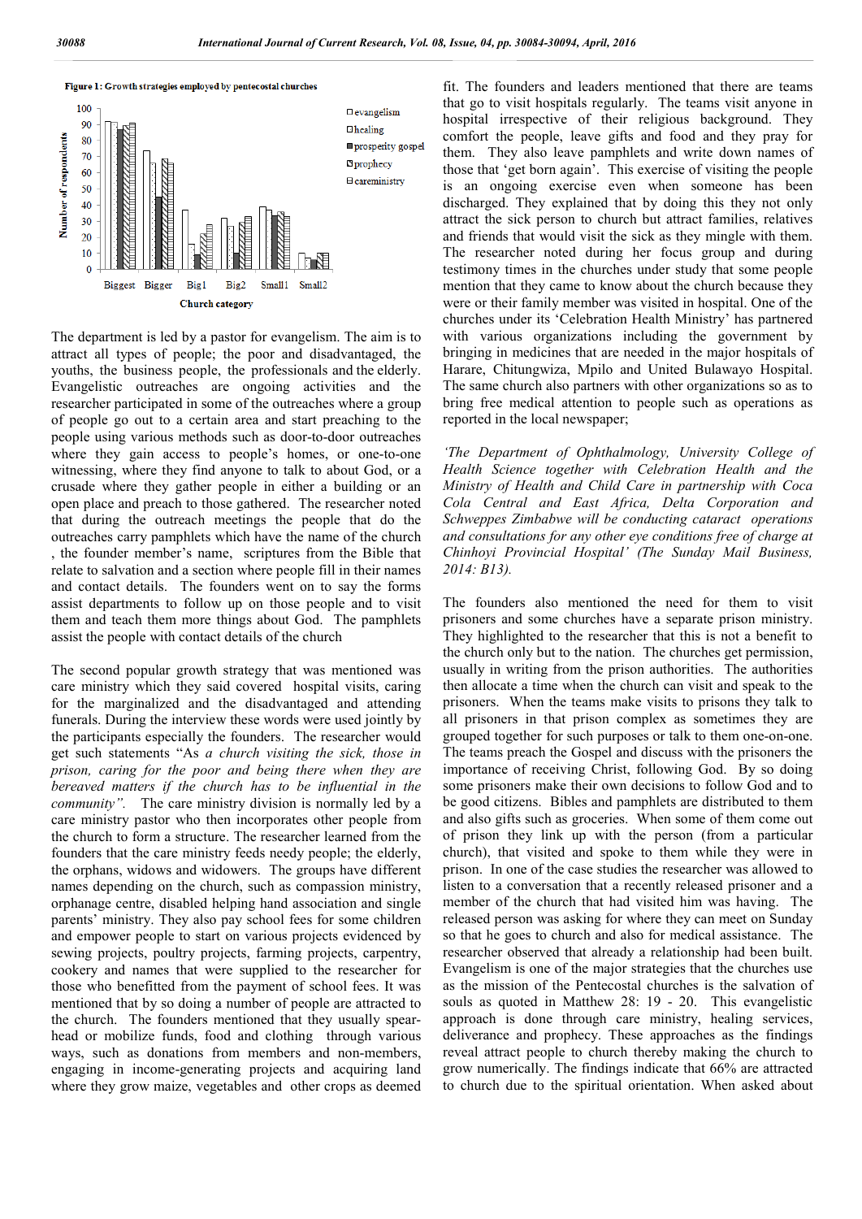**Figure 1: Growth strategies employed by pentecostal churches**

The department is led by a pastor for evangelism. The aim is to attract all types of people; the poor and disadvantaged, the youths, the business people, the professionals and the elderly. Evangelistic outreaches are ongoing activities and the researcher participated in some of the outreaches where a group of people go out to a certain area and start preaching to the people using various methods such as door-to-door outreaches where they gain access to people's homes, or one-to-one witnessing, where they find anyone to talk to about God, or a crusade where they gather people in either a building or an open place and preach to those gathered. The researcher noted that during the outreach meetings the people that do the outreaches carry pamphlets which have the name of the church , the founder member's name, scriptures from the Bible that relate to salvation and a section where people fill in their names and contact details. The founders went on to say the forms assist departments to follow up on those people and to visit them and teach them more things about God. The pamphlets assist the people with contact details of the church

The second popular growth strategy that was mentioned was care ministry which they said covered hospital visits, caring for the marginalized and the disadvantaged and attending funerals. During the interview these words were used jointly by the participants especially the founders. The researcher would get such statements "As *a church visiting the sick, those in prison, caring for the poor and being there when they are bereaved matters if the church has to be influential in the community".* The care ministry division is normally led by a care ministry pastor who then incorporates other people from the church to form a structure. The researcher learned from the founders that the care ministry feeds needy people; the elderly, the orphans, widows and widowers. The groups have different names depending on the church, such as compassion ministry, orphanage centre, disabled helping hand association and single parents' ministry. They also pay school fees for some children and empower people to start on various projects evidenced by sewing projects, poultry projects, farming projects, carpentry, cookery and names that were supplied to the researcher for those who benefitted from the payment of school fees. It was mentioned that by so doing a number of people are attracted to the church. The founders mentioned that they usually spear-head or mobilize funds, food and clothing through various ways, such as donations from members and non-members, engaging in income-generating projects and acquiring land where they grow maize, vegetables and other crops as deemed fit. The founders and leaders mentioned that there are teams that go to visit hospitals regularly. The teams visit anyone in hospital irrespective of their religious background. They comfort the people, leave gifts and food and they pray for them. They also leave pamphlets and write down names of those that 'get born again'. This exercise of visiting the people is an ongoing exercise even when someone has been discharged. They explained that by doing this they not only attract the sick person to church but attract families, relatives and friends that would visit the sick as they mingle with them. The researcher noted during her focus group and during testimony times in the churches under study that some people mention that they came to know about the church because they were or their family member was visited in hospital. One of the churches under its 'Celebration Health Ministry' has partnered with various organizations including the government by bringing in medicines that are needed in the major hospitals of Harare, Chitungwiza, Mpilo and United Bulawayo Hospital. The same church also partners with other organizations so as to bring free medical attention to people such as operations as reported in the local newspaper;

*'The Department of Ophthalmology, University College of Health Science together with Celebration Health and the Ministry of Health and Child Care in partnership with Coca Cola Central and East Africa, Delta Corporation and Schweppes Zimbabwe will be conducting cataract operations and consultations for any other eye conditions free of charge at Chinhoyi Provincial Hospital' (The Sunday Mail Business, 2014: B13).*

The founders also mentioned the need for them to visit prisoners and some churches have a separate prison ministry. They highlighted to the researcher that this is not a benefit to the church only but to the nation. The churches get permission, usually in writing from the prison authorities. The authorities then allocate a time when the church can visit and speak to the prisoners. When the teams make visits to prisons they talk to all prisoners in that prison complex as sometimes they are grouped together for such purposes or talk to them one-on-one. The teams preach the Gospel and discuss with the prisoners the importance of receiving Christ, following God. By so doing some prisoners make their own decisions to follow God and to be good citizens. Bibles and pamphlets are distributed to them and also gifts such as groceries. When some of them come out of prison they link up with the person (from a particular church), that visited and spoke to them while they were in prison. In one of the case studies the researcher was allowed to listen to a conversation that a recently released prisoner and a member of the church that had visited him was having. The released person was asking for where they can meet on Sunday so that he goes to church and also for medical assistance. The researcher observed that already a relationship had been built. Evangelism is one of the major strategies that the churches use as the mission of the Pentecostal churches is the salvation of souls as quoted in Matthew 28: 19 - 20. This evangelistic approach is done through care ministry, healing services, deliverance and prophecy. These approaches as the findings reveal attract people to church thereby making the church to grow numerically. The findings indicate that 66% are attracted to church due to the spiritual orientation. When asked about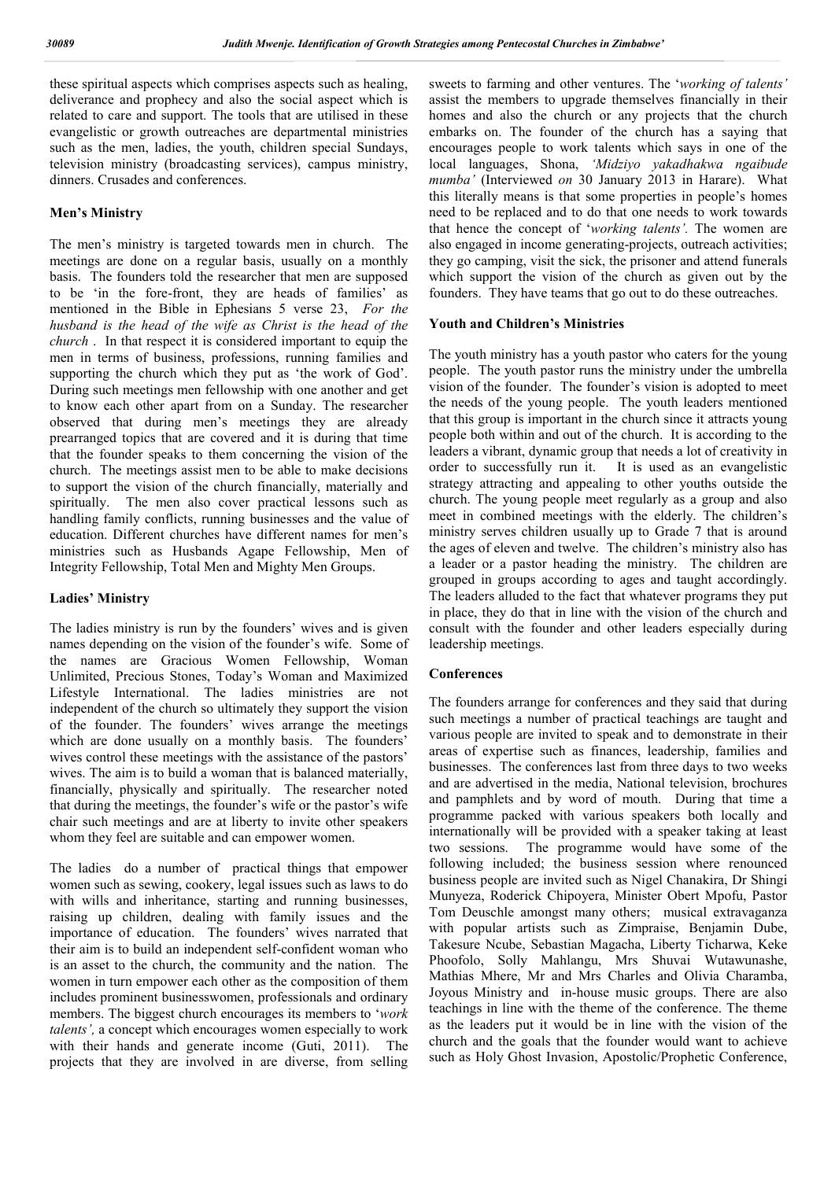these spiritual aspects which comprises aspects such as healing, deliverance and prophecy and also the social aspect which is related to care and support. The tools that are utilised in these evangelistic or growth outreaches are departmental ministries such as the men, ladies, the youth, children special Sundays, television ministry (broadcasting services), campus ministry, dinners. Crusades and conferences.

**Men's Ministry**

The men's ministry is targeted towards men in church. The meetings are done on a regular basis, usually on a monthly basis. The founders told the researcher that men are supposed to be 'in the fore-front, they are heads of families' as mentioned in the Bible in Ephesians 5 verse 23, *For the husband is the head of the wife as Christ is the head of the church* . In that respect it is considered important to equip the men in terms of business, professions, running families and supporting the church which they put as 'the work of God'. During such meetings men fellowship with one another and get to know each other apart from on a Sunday. The researcher observed that during men's meetings they are already prearranged topics that are covered and it is during that time that the founder speaks to them concerning the vision of the church. The meetings assist men to be able to make decisions to support the vision of the church financially, materially and spiritually. The men also cover practical lessons such as handling family conflicts, running businesses and the value of education. Different churches have different names for men's ministries such as Husbands Agape Fellowship, Men of Integrity Fellowship, Total Men and Mighty Men Groups.

**Ladies' Ministry**

The ladies ministry is run by the founders' wives and is given names depending on the vision of the founder's wife. Some of the names are Gracious Women Fellowship, Woman Unlimited, Precious Stones, Today's Woman and Maximized Lifestyle International. The ladies ministries are not independent of the church so ultimately they support the vision of the founder. The founders' wives arrange the meetings which are done usually on a monthly basis. The founders' wives control these meetings with the assistance of the pastors' wives. The aim is to build a woman that is balanced materially, financially, physically and spiritually. The researcher noted that during the meetings, the founder's wife or the pastor's wife chair such meetings and are at liberty to invite other speakers whom they feel are suitable and can empower women.

The ladies do a number of practical things that empower women such as sewing, cookery, legal issues such as laws to do with wills and inheritance, starting and running businesses, raising up children, dealing with family issues and the importance of education. The founders' wives narrated that their aim is to build an independent self-confident woman who is an asset to the church, the community and the nation. The women in turn empower each other as the composition of them includes prominent businesswomen, professionals and ordinary members. The biggest church encourages its members to '*work talents'*, a concept which encourages women especially to work with their hands and generate income (Guti, 2011). The projects that they are involved in are diverse, from selling sweets to farming and other ventures. The '*working of talents'* assist the members to upgrade themselves financially in their homes and also the church or any projects that the church embarks on. The founder of the church has a saying that encourages people to work talents which says in one of the local languages, Shona, *'Midziyo yakadhakwa ngaibude mumba'* (Interviewed *on* 30 January 2013 in Harare). What this literally means is that some properties in people's homes need to be replaced and to do that one needs to work towards that hence the concept of '*working talents'.* The women are also engaged in income generating-projects, outreach activities; they go camping, visit the sick, the prisoner and attend funerals which support the vision of the church as given out by the founders. They have teams that go out to do these outreaches.

**Youth and Children's Ministries**

The youth ministry has a youth pastor who caters for the young people. The youth pastor runs the ministry under the umbrella vision of the founder. The founder's vision is adopted to meet the needs of the young people. The youth leaders mentioned that this group is important in the church since it attracts young people both within and out of the church. It is according to the leaders a vibrant, dynamic group that needs a lot of creativity in order to successfully run it. It is used as an evangelistic strategy attracting and appealing to other youths outside the church. The young people meet regularly as a group and also meet in combined meetings with the elderly. The children's ministry serves children usually up to Grade 7 that is around the ages of eleven and twelve. The children's ministry also has a leader or a pastor heading the ministry. The children are grouped in groups according to ages and taught accordingly. The leaders alluded to the fact that whatever programs they put in place, they do that in line with the vision of the church and consult with the founder and other leaders especially during leadership meetings.

**Conferences**

The founders arrange for conferences and they said that during such meetings a number of practical teachings are taught and various people are invited to speak and to demonstrate in their areas of expertise such as finances, leadership, families and businesses. The conferences last from three days to two weeks and are advertised in the media, National television, brochures and pamphlets and by word of mouth. During that time a programme packed with various speakers both locally and internationally will be provided with a speaker taking at least two sessions. The programme would have some of the following included; the business session where renounced business people are invited such as Nigel Chanakira, Dr Shingi Munyeza, Roderick Chipoyera, Minister Obert Mpofu, Pastor Tom Deuschle amongst many others; musical extravaganza with popular artists such as Zimpraise, Benjamin Dube, Takesure Ncube, Sebastian Magacha, Liberty Ticharwa, Keke Phoofolo, Solly Mahlangu, Mrs Shuvai Wutawunashe, Mathias Mhere, Mr and Mrs Charles and Olivia Charamba, Joyous Ministry and in-house music groups. There are also teachings in line with the theme of the conference. The theme as the leaders put it would be in line with the vision of the church and the goals that the founder would want to achieve such as Holy Ghost Invasion, Apostolic/Prophetic Conference,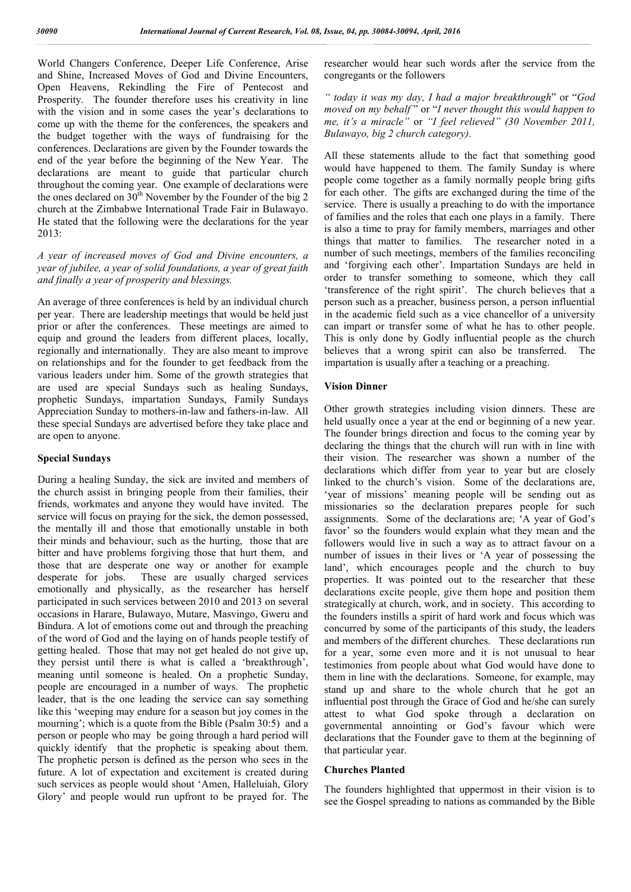World Changers Conference, Deeper Life Conference, Arise and Shine, Increased Moves of God and Divine Encounters, Open Heavens, Rekindling the Fire of Pentecost and Prosperity. The founder therefore uses his creativity in line with the vision and in some cases the year's declarations to come up with the theme for the conferences, the speakers and the budget together with the ways of fundraising for the conferences. Declarations are given by the Founder towards the end of the year before the beginning of the New Year. The declarations are meant to guide that particular church throughout the coming year. One example of declarations were the ones declared on 30th November by the Founder of the big 2 church at the Zimbabwe International Trade Fair in Bulawayo. He stated that the following were the declarations for the year 2013:

*A year of increased moves of God and Divine encounters, a year of jubilee, a year of solid foundations, a year of great faith and finally a year of prosperity and blessings.*

An average of three conferences is held by an individual church per year. There are leadership meetings that would be held just prior or after the conferences. These meetings are aimed to equip and ground the leaders from different places, locally, regionally and internationally. They are also meant to improve on relationships and for the founder to get feedback from the various leaders under him. Some of the growth strategies that are used are special Sundays such as healing Sundays, prophetic Sundays, impartation Sundays, Family Sundays Appreciation Sunday to mothers-in-law and fathers-in-law. All these special Sundays are advertised before they take place and are open to anyone.

## Special Sundays

During a healing Sunday, the sick are invited and members of the church assist in bringing people from their families, their friends, workmates and anyone they would have invited. The service will focus on praying for the sick, the demon possessed, the mentally ill and those that emotionally unstable in both their minds and behaviour, such as the hurting, those that are bitter and have problems forgiving those that hurt them, and those that are desperate one way or another for example desperate for jobs. These are usually charged services emotionally and physically, as the researcher has herself participated in such services between 2010 and 2013 on several occasions in Harare, Bulawayo, Mutare, Masvingo, Gweru and Bindura. A lot of emotions come out and through the preaching of the word of God and the laying on of hands people testify of getting healed. Those that may not get healed do not give up, they persist until there is what is called a 'breakthrough', meaning until someone is healed. On a prophetic Sunday, people are encouraged in a number of ways. The prophetic leader, that is the one leading the service can say something like this 'weeping may endure for a season but joy comes in the mourning'; which is a quote from the Bible (Psalm 30:5) and a person or people who may be going through a hard period will quickly identify that the prophetic is speaking about them. The prophetic person is defined as the person who sees in the future. A lot of expectation and excitement is created during such services as people would shout 'Amen, Halleluiah, Glory Glory' and people would run upfront to be prayed for. The researcher would hear such words after the service from the congregants or the followers

*" today it was my day, I had a major breakthrough*" or "*God moved on my behalf*" or "*I never thought this would happen to me, it's a miracle"* or *"I feel relieved" (30 November 2011, Bulawayo, big 2 church category).*

All these statements allude to the fact that something good would have happened to them. The family Sunday is where people come together as a family normally people bring gifts for each other. The gifts are exchanged during the time of the service. There is usually a preaching to do with the importance of families and the roles that each one plays in a family. There is also a time to pray for family members, marriages and other things that matter to families. The researcher noted in a number of such meetings, members of the families reconciling and 'forgiving each other'. Impartation Sundays are held in order to transfer something to someone, which they call 'transference of the right spirit'. The church believes that a person such as a preacher, business person, a person influential in the academic field such as a vice chancellor of a university can impart or transfer some of what he has to other people. This is only done by Godly influential people as the church believes that a wrong spirit can also be transferred. The impartation is usually after a teaching or a preaching.

## Vision Dinner

Other growth strategies including vision dinners. These are held usually once a year at the end or beginning of a new year. The founder brings direction and focus to the coming year by declaring the things that the church will run with in line with their vision. The researcher was shown a number of the declarations which differ from year to year but are closely linked to the church's vision. Some of the declarations are, 'year of missions' meaning people will be sending out as missionaries so the declaration prepares people for such assignments. Some of the declarations are; 'A year of God's favor' so the founders would explain what they mean and the followers would live in such a way as to attract favour on a number of issues in their lives or 'A year of possessing the land', which encourages people and the church to buy properties. It was pointed out to the researcher that these declarations excite people, give them hope and position them strategically at church, work, and in society. This according to the founders instills a spirit of hard work and focus which was concurred by some of the participants of this study, the leaders and members of the different churches. These declarations run for a year, some even more and it is not unusual to hear testimonies from people about what God would have done to them in line with the declarations. Someone, for example, may stand up and share to the whole church that he got an influential post through the Grace of God and he/she can surely attest to what God spoke through a declaration on governmental annointing or God's favour which were declarations that the Founder gave to them at the beginning of that particular year.

## Churches Planted

The founders highlighted that uppermost in their vision is to see the Gospel spreading to nations as commanded by the Bible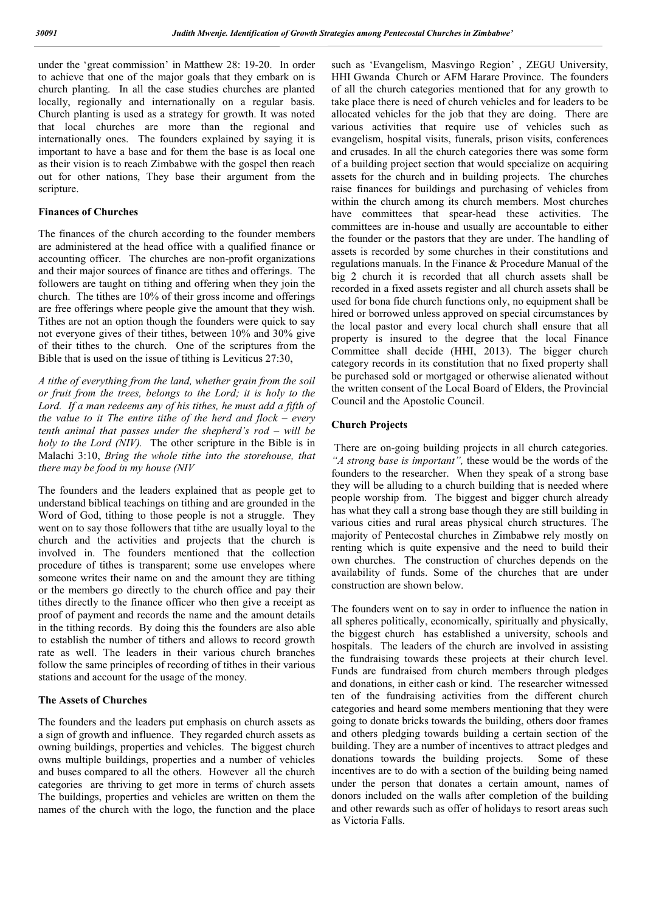under the 'great commission' in Matthew 28: 19-20. In order to achieve that one of the major goals that they embark on is church planting. In all the case studies churches are planted locally, regionally and internationally on a regular basis. Church planting is used as a strategy for growth. It was noted that local churches are more than the regional and internationally ones. The founders explained by saying it is important to have a base and for them the base is as local one as their vision is to reach Zimbabwe with the gospel then reach out for other nations, They base their argument from the scripture.

### Finances of Churches

The finances of the church according to the founder members are administered at the head office with a qualified finance or accounting officer. The churches are non-profit organizations and their major sources of finance are tithes and offerings. The followers are taught on tithing and offering when they join the church. The tithes are 10% of their gross income and offerings are free offerings where people give the amount that they wish. Tithes are not an option though the founders were quick to say not everyone gives of their tithes, between 10% and 30% give of their tithes to the church. One of the scriptures from the Bible that is used on the issue of tithing is Leviticus 27:30,

*A tithe of everything from the land, whether grain from the soil or fruit from the trees, belongs to the Lord; it is holy to the Lord. If a man redeems any of his tithes, he must add a fifth of the value to it The entire tithe of the herd and flock – every tenth animal that passes under the shepherd's rod – will be holy to the Lord (NIV).* The other scripture in the Bible is in Malachi 3:10, *Bring the whole tithe into the storehouse, that there may be food in my house (NIV*

The founders and the leaders explained that as people get to understand biblical teachings on tithing and are grounded in the Word of God, tithing to those people is not a struggle. They went on to say those followers that tithe are usually loyal to the church and the activities and projects that the church is involved in. The founders mentioned that the collection procedure of tithes is transparent; some use envelopes where someone writes their name on and the amount they are tithing or the members go directly to the church office and pay their tithes directly to the finance officer who then give a receipt as proof of payment and records the name and the amount details in the tithing records. By doing this the founders are also able to establish the number of tithers and allows to record growth rate as well. The leaders in their various church branches follow the same principles of recording of tithes in their various stations and account for the usage of the money.

### The Assets of Churches

The founders and the leaders put emphasis on church assets as a sign of growth and influence. They regarded church assets as owning buildings, properties and vehicles. The biggest church owns multiple buildings, properties and a number of vehicles and buses compared to all the others. However all the church categories are thriving to get more in terms of church assets The buildings, properties and vehicles are written on them the names of the church with the logo, the function and the place such as 'Evangelism, Masvingo Region' , ZEGU University, HHI Gwanda Church or AFM Harare Province. The founders of all the church categories mentioned that for any growth to take place there is need of church vehicles and for leaders to be allocated vehicles for the job that they are doing. There are various activities that require use of vehicles such as evangelism, hospital visits, funerals, prison visits, conferences and crusades. In all the church categories there was some form of a building project section that would specialize on acquiring assets for the church and in building projects. The churches raise finances for buildings and purchasing of vehicles from within the church among its church members. Most churches have committees that spear-head these activities. The committees are in-house and usually are accountable to either the founder or the pastors that they are under. The handling of assets is recorded by some churches in their constitutions and regulations manuals. In the Finance & Procedure Manual of the big 2 church it is recorded that all church assets shall be recorded in a fixed assets register and all church assets shall be used for bona fide church functions only, no equipment shall be hired or borrowed unless approved on special circumstances by the local pastor and every local church shall ensure that all property is insured to the degree that the local Finance Committee shall decide (HHI, 2013). The bigger church category records in its constitution that no fixed property shall be purchased sold or mortgaged or otherwise alienated without the written consent of the Local Board of Elders, the Provincial Council and the Apostolic Council.

### Church Projects

There are on-going building projects in all church categories. *"A strong base is important",* these would be the words of the founders to the researcher. When they speak of a strong base they will be alluding to a church building that is needed where people worship from. The biggest and bigger church already has what they call a strong base though they are still building in various cities and rural areas physical church structures. The majority of Pentecostal churches in Zimbabwe rely mostly on renting which is quite expensive and the need to build their own churches. The construction of churches depends on the availability of funds. Some of the churches that are under construction are shown below.

The founders went on to say in order to influence the nation in all spheres politically, economically, spiritually and physically, the biggest church has established a university, schools and hospitals. The leaders of the church are involved in assisting the fundraising towards these projects at their church level. Funds are fundraised from church members through pledges and donations, in either cash or kind. The researcher witnessed ten of the fundraising activities from the different church categories and heard some members mentioning that they were going to donate bricks towards the building, others door frames and others pledging towards building a certain section of the building. They are a number of incentives to attract pledges and donations towards the building projects. Some of these incentives are to do with a section of the building being named under the person that donates a certain amount, names of donors included on the walls after completion of the building and other rewards such as offer of holidays to resort areas such as Victoria Falls.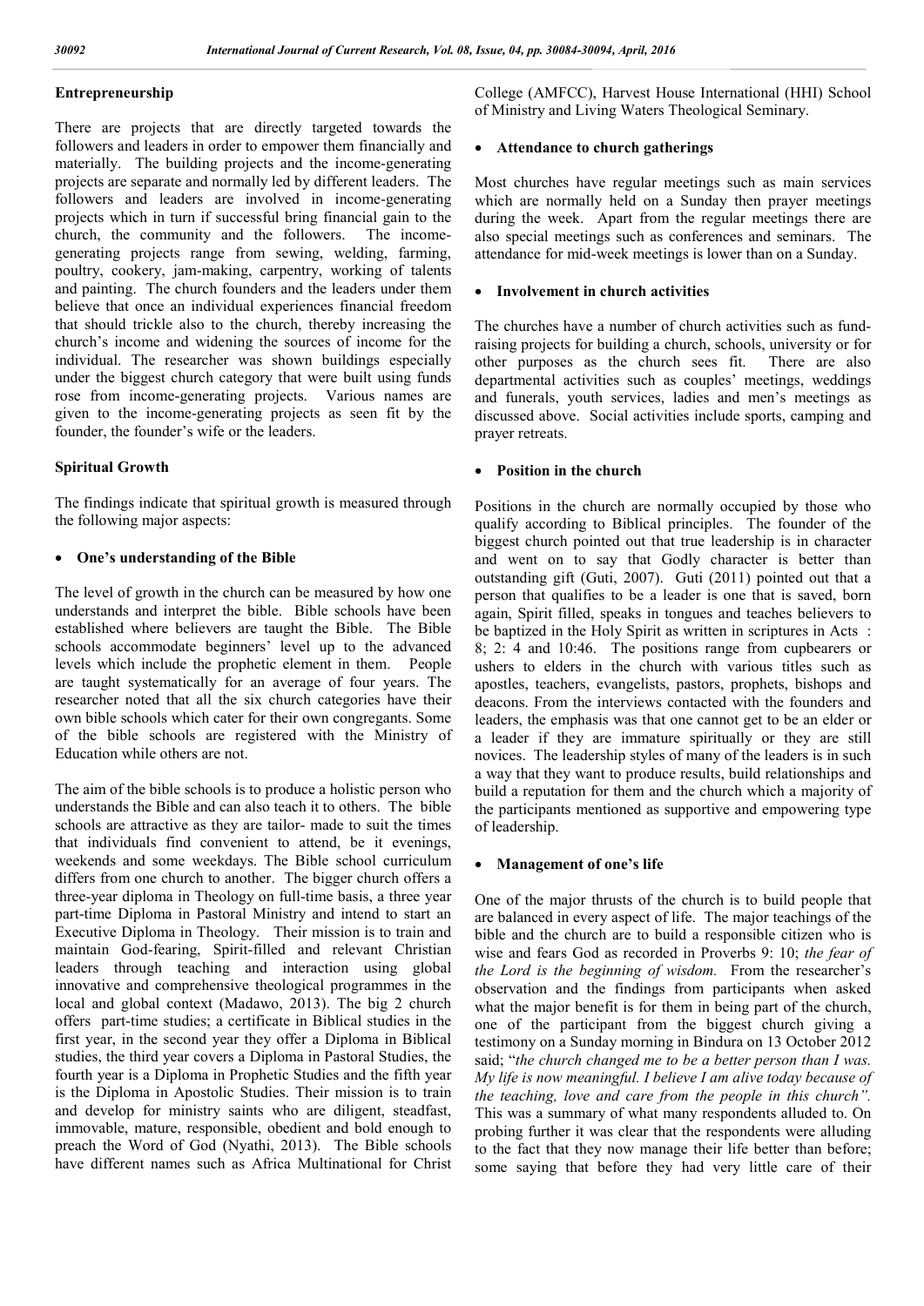### Entrepreneurship

There are projects that are directly targeted towards the followers and leaders in order to empower them financially and materially. The building projects and the income-generating projects are separate and normally led by different leaders. The followers and leaders are involved in income-generating projects which in turn if successful bring financial gain to the church, the community and the followers. The income-generating projects range from sewing, welding, farming, poultry, cookery, jam-making, carpentry, working of talents and painting. The church founders and the leaders under them believe that once an individual experiences financial freedom that should trickle also to the church, thereby increasing the church's income and widening the sources of income for the individual. The researcher was shown buildings especially under the biggest church category that were built using funds rose from income-generating projects. Various names are given to the income-generating projects as seen fit by the founder, the founder's wife or the leaders.

### Spiritual Growth

The findings indicate that spiritual growth is measured through the following major aspects:

- **One's understanding of the Bible**

The level of growth in the church can be measured by how one understands and interpret the bible. Bible schools have been established where believers are taught the Bible. The Bible schools accommodate beginners' level up to the advanced levels which include the prophetic element in them. People are taught systematically for an average of four years. The researcher noted that all the six church categories have their own bible schools which cater for their own congregants. Some of the bible schools are registered with the Ministry of Education while others are not.

The aim of the bible schools is to produce a holistic person who understands the Bible and can also teach it to others. The bible schools are attractive as they are tailor- made to suit the times that individuals find convenient to attend, be it evenings, weekends and some weekdays. The Bible school curriculum differs from one church to another. The bigger church offers a three-year diploma in Theology on full-time basis, a three year part-time Diploma in Pastoral Ministry and intend to start an Executive Diploma in Theology. Their mission is to train and maintain God-fearing, Spirit-filled and relevant Christian leaders through teaching and interaction using global innovative and comprehensive theological programmes in the local and global context (Madawo, 2013). The big 2 church offers part-time studies; a certificate in Biblical studies in the first year, in the second year they offer a Diploma in Biblical studies, the third year covers a Diploma in Pastoral Studies, the fourth year is a Diploma in Prophetic Studies and the fifth year is the Diploma in Apostolic Studies. Their mission is to train and develop for ministry saints who are diligent, steadfast, immovable, mature, responsible, obedient and bold enough to preach the Word of God (Nyathi, 2013). The Bible schools have different names such as Africa Multinational for Christ College (AMFCC), Harvest House International (HHI) School of Ministry and Living Waters Theological Seminary.

- **Attendance to church gatherings**

Most churches have regular meetings such as main services which are normally held on a Sunday then prayer meetings during the week. Apart from the regular meetings there are also special meetings such as conferences and seminars. The attendance for mid-week meetings is lower than on a Sunday.

- **Involvement in church activities**

The churches have a number of church activities such as fund-raising projects for building a church, schools, university or for other purposes as the church sees fit. There are also departmental activities such as couples' meetings, weddings and funerals, youth services, ladies and men's meetings as discussed above. Social activities include sports, camping and prayer retreats.

- **Position in the church**

Positions in the church are normally occupied by those who qualify according to Biblical principles. The founder of the biggest church pointed out that true leadership is in character and went on to say that Godly character is better than outstanding gift (Guti, 2007). Guti (2011) pointed out that a person that qualifies to be a leader is one that is saved, born again, Spirit filled, speaks in tongues and teaches believers to be baptized in the Holy Spirit as written in scriptures in Acts : 8; 2: 4 and 10:46. The positions range from cupbearers or ushers to elders in the church with various titles such as apostles, teachers, evangelists, pastors, prophets, bishops and deacons. From the interviews contacted with the founders and leaders, the emphasis was that one cannot get to be an elder or a leader if they are immature spiritually or they are still novices. The leadership styles of many of the leaders is in such a way that they want to produce results, build relationships and build a reputation for them and the church which a majority of the participants mentioned as supportive and empowering type of leadership.

- **Management of one's life**

One of the major thrusts of the church is to build people that are balanced in every aspect of life. The major teachings of the bible and the church are to build a responsible citizen who is wise and fears God as recorded in Proverbs 9: 10; *the fear of the Lord is the beginning of wisdom.* From the researcher's observation and the findings from participants when asked what the major benefit is for them in being part of the church, one of the participant from the biggest church giving a testimony on a Sunday morning in Bindura on 13 October 2012 said; "*the church changed me to be a better person than I was. My life is now meaningful. I believe I am alive today because of the teaching, love and care from the people in this church".* This was a summary of what many respondents alluded to. On probing further it was clear that the respondents were alluding to the fact that they now manage their life better than before; some saying that before they had very little care of their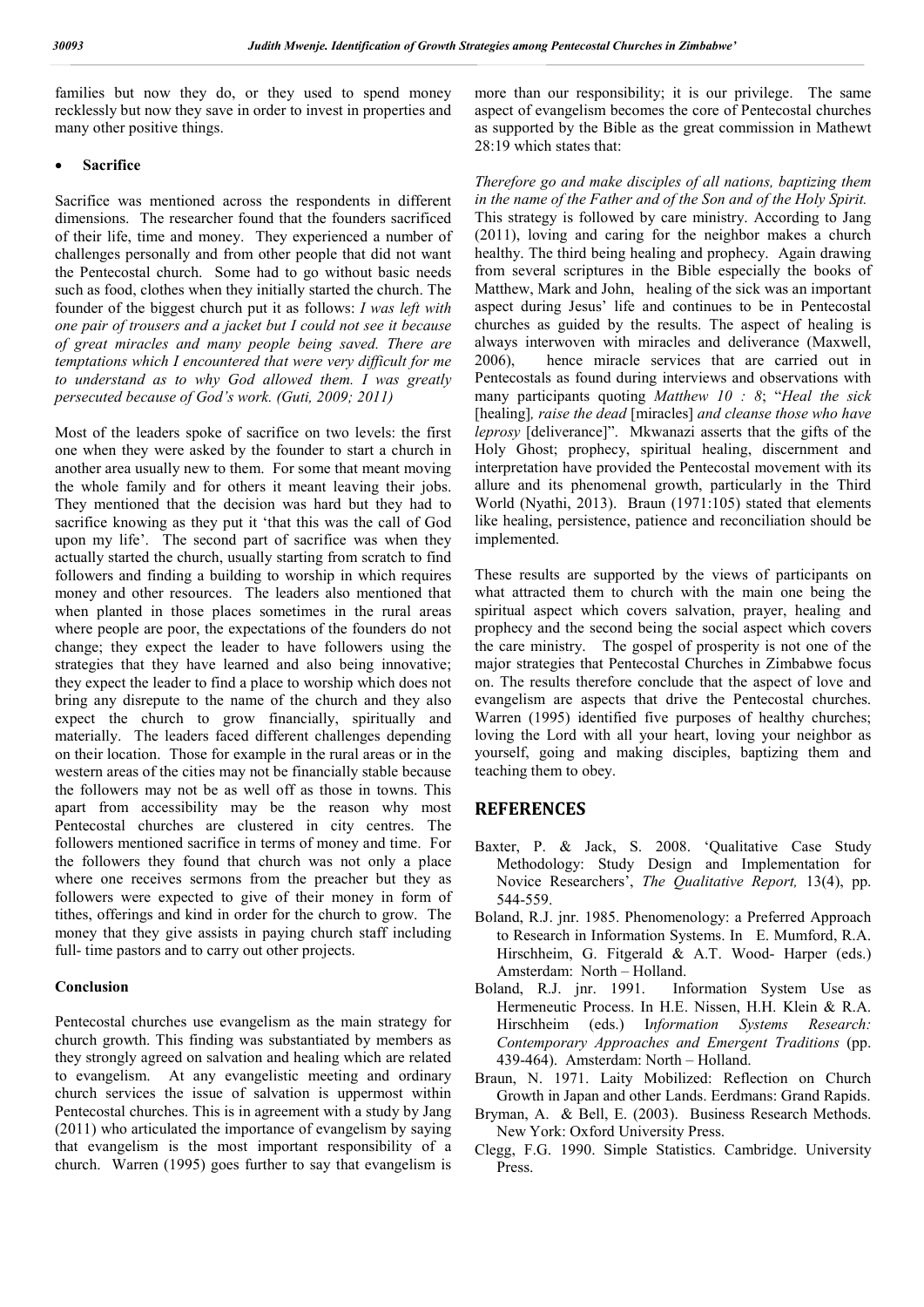families but now they do, or they used to spend money recklessly but now they save in order to invest in properties and many other positive things.

- **Sacrifice**

Sacrifice was mentioned across the respondents in different dimensions. The researcher found that the founders sacrificed of their life, time and money. They experienced a number of challenges personally and from other people that did not want the Pentecostal church. Some had to go without basic needs such as food, clothes when they initially started the church. The founder of the biggest church put it as follows: *I was left with one pair of trousers and a jacket but I could not see it because of great miracles and many people being saved. There are temptations which I encountered that were very difficult for me to understand as to why God allowed them. I was greatly persecuted because of God's work. (Guti, 2009; 2011)*

Most of the leaders spoke of sacrifice on two levels: the first one when they were asked by the founder to start a church in another area usually new to them. For some that meant moving the whole family and for others it meant leaving their jobs. They mentioned that the decision was hard but they had to sacrifice knowing as they put it 'that this was the call of God upon my life'. The second part of sacrifice was when they actually started the church, usually starting from scratch to find followers and finding a building to worship in which requires money and other resources. The leaders also mentioned that when planted in those places sometimes in the rural areas where people are poor, the expectations of the founders do not change; they expect the leader to have followers using the strategies that they have learned and also being innovative; they expect the leader to find a place to worship which does not bring any disrepute to the name of the church and they also expect the church to grow financially, spiritually and materially. The leaders faced different challenges depending on their location. Those for example in the rural areas or in the western areas of the cities may not be financially stable because the followers may not be as well off as those in towns. This apart from accessibility may be the reason why most Pentecostal churches are clustered in city centres. The followers mentioned sacrifice in terms of money and time. For the followers they found that church was not only a place where one receives sermons from the preacher but they as followers were expected to give of their money in form of tithes, offerings and kind in order for the church to grow. The money that they give assists in paying church staff including full- time pastors and to carry out other projects.

#### Conclusion

Pentecostal churches use evangelism as the main strategy for church growth. This finding was substantiated by members as they strongly agreed on salvation and healing which are related to evangelism. At any evangelistic meeting and ordinary church services the issue of salvation is uppermost within Pentecostal churches. This is in agreement with a study by Jang (2011) who articulated the importance of evangelism by saying that evangelism is the most important responsibility of a church. Warren (1995) goes further to say that evangelism is more than our responsibility; it is our privilege. The same aspect of evangelism becomes the core of Pentecostal churches as supported by the Bible as the great commission in Mathewt 28:19 which states that:

*Therefore go and make disciples of all nations, baptizing them in the name of the Father and of the Son and of the Holy Spirit.* This strategy is followed by care ministry. According to Jang (2011), loving and caring for the neighbor makes a church healthy. The third being healing and prophecy. Again drawing from several scriptures in the Bible especially the books of Matthew, Mark and John, healing of the sick was an important aspect during Jesus' life and continues to be in Pentecostal churches as guided by the results. The aspect of healing is always interwoven with miracles and deliverance (Maxwell, 2006), hence miracle services that are carried out in Pentecostals as found during interviews and observations with many participants quoting *Matthew 10 : 8*; "*Heal the sick* [healing]*, raise the dead* [miracles] *and cleanse those who have leprosy* [deliverance]". Mkwanazi asserts that the gifts of the Holy Ghost; prophecy, spiritual healing, discernment and interpretation have provided the Pentecostal movement with its allure and its phenomenal growth, particularly in the Third World (Nyathi, 2013). Braun (1971:105) stated that elements like healing, persistence, patience and reconciliation should be implemented.

These results are supported by the views of participants on what attracted them to church with the main one being the spiritual aspect which covers salvation, prayer, healing and prophecy and the second being the social aspect which covers the care ministry. The gospel of prosperity is not one of the major strategies that Pentecostal Churches in Zimbabwe focus on. The results therefore conclude that the aspect of love and evangelism are aspects that drive the Pentecostal churches. Warren (1995) identified five purposes of healthy churches; loving the Lord with all your heart, loving your neighbor as yourself, going and making disciples, baptizing them and teaching them to obey.

## REFERENCES

Baxter, P. & Jack, S. 2008. 'Qualitative Case Study Methodology: Study Design and Implementation for Novice Researchers', *The Qualitative Report,* 13(4), pp. 544-559.

Boland, R.J. jnr. 1985. Phenomenology: a Preferred Approach to Research in Information Systems. In E. Mumford, R.A. Hirschheim, G. Fitgerald & A.T. Wood- Harper (eds.) Amsterdam: North – Holland.

Boland, R.J. jnr. 1991. Information System Use as Hermeneutic Process. In H.E. Nissen, H.H. Klein & R.A. Hirschheim (eds.) I*nformation Systems Research: Contemporary Approaches and Emergent Traditions* (pp. 439-464). Amsterdam: North – Holland.

Braun, N. 1971. Laity Mobilized: Reflection on Church Growth in Japan and other Lands. Eerdmans: Grand Rapids.

Bryman, A. & Bell, E. (2003). Business Research Methods. New York: Oxford University Press.

Clegg, F.G. 1990. Simple Statistics. Cambridge. University Press.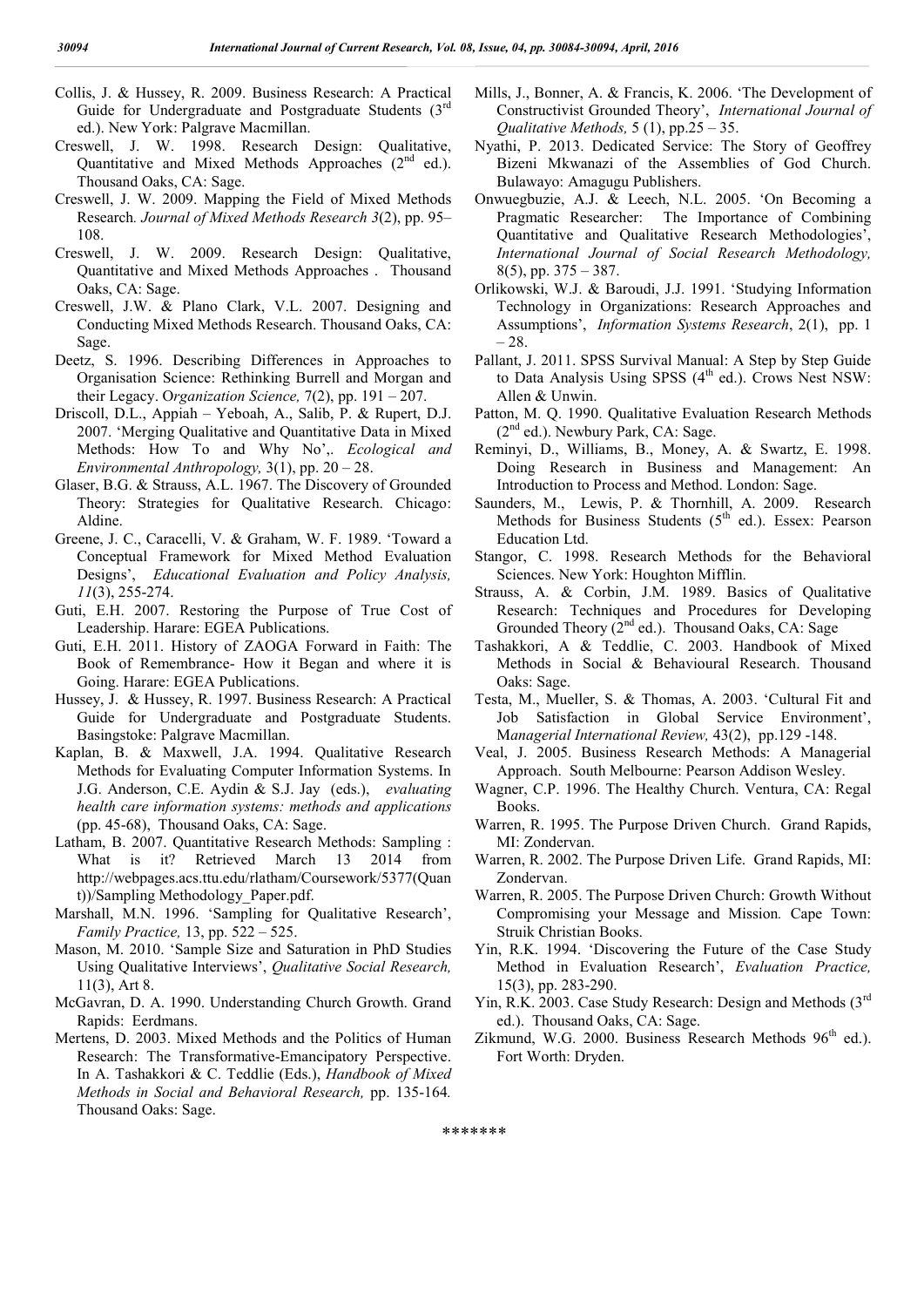Collis, J. & Hussey, R. 2009. Business Research: A Practical Guide for Undergraduate and Postgraduate Students (3rd ed.). New York: Palgrave Macmillan.

Creswell, J. W. 1998. Research Design: Qualitative, Quantitative and Mixed Methods Approaches (2nd ed.). Thousand Oaks, CA: Sage.

Creswell, J. W. 2009. Mapping the Field of Mixed Methods Research. *Journal of Mixed Methods Research 3*(2), pp. 95–108.

Creswell, J. W. 2009. Research Design: Qualitative, Quantitative and Mixed Methods Approaches . Thousand Oaks, CA: Sage.

Creswell, J.W. & Plano Clark, V.L. 2007. Designing and Conducting Mixed Methods Research. Thousand Oaks, CA: Sage.

Deetz, S. 1996. Describing Differences in Approaches to Organisation Science: Rethinking Burrell and Morgan and their Legacy. O*rganization Science,* 7(2), pp. 191 – 207.

Driscoll, D.L., Appiah – Yeboah, A., Salib, P. & Rupert, D.J. 2007. 'Merging Qualitative and Quantitative Data in Mixed Methods: How To and Why No',. *Ecological and Environmental Anthropology,* 3(1), pp. 20 – 28.

Glaser, B.G. & Strauss, A.L. 1967. The Discovery of Grounded Theory: Strategies for Qualitative Research. Chicago: Aldine.

Greene, J. C., Caracelli, V. & Graham, W. F. 1989. 'Toward a Conceptual Framework for Mixed Method Evaluation Designs', *Educational Evaluation and Policy Analysis, 11*(3), 255-274.

Guti, E.H. 2007. Restoring the Purpose of True Cost of Leadership. Harare: EGEA Publications.

Guti, E.H. 2011. History of ZAOGA Forward in Faith: The Book of Remembrance- How it Began and where it is Going. Harare: EGEA Publications.

Hussey, J. & Hussey, R. 1997. Business Research: A Practical Guide for Undergraduate and Postgraduate Students. Basingstoke: Palgrave Macmillan.

Kaplan, B. & Maxwell, J.A. 1994. Qualitative Research Methods for Evaluating Computer Information Systems. In J.G. Anderson, C.E. Aydin & S.J. Jay (eds.), *evaluating health care information systems: methods and applications* (pp. 45-68), Thousand Oaks, CA: Sage.

Latham, B. 2007. Quantitative Research Methods: Sampling : What is it? Retrieved March 13 2014 from http://webpages.acs.ttu.edu/rlatham/Coursework/5377(Quant))/Sampling Methodology_Paper.pdf.

Marshall, M.N. 1996. 'Sampling for Qualitative Research', *Family Practice,* 13, pp. 522 – 525.

Mason, M. 2010. 'Sample Size and Saturation in PhD Studies Using Qualitative Interviews', *Qualitative Social Research,* 11(3), Art 8.

McGavran, D. A. 1990. Understanding Church Growth. Grand Rapids: Eerdmans.

Mertens, D. 2003. Mixed Methods and the Politics of Human Research: The Transformative-Emancipatory Perspective. In A. Tashakkori & C. Teddlie (Eds.), *Handbook of Mixed Methods in Social and Behavioral Research,* pp. 135-164*.* Thousand Oaks: Sage.

Mills, J., Bonner, A. & Francis, K. 2006. 'The Development of Constructivist Grounded Theory', *International Journal of Qualitative Methods,* 5 (1), pp.25 – 35.

Nyathi, P. 2013. Dedicated Service: The Story of Geoffrey Bizeni Mkwanazi of the Assemblies of God Church. Bulawayo: Amagugu Publishers.

Onwuegbuzie, A.J. & Leech, N.L. 2005. 'On Becoming a Pragmatic Researcher: The Importance of Combining Quantitative and Qualitative Research Methodologies', *International Journal of Social Research Methodology,* 8(5), pp. 375 – 387.

Orlikowski, W.J. & Baroudi, J.J. 1991. 'Studying Information Technology in Organizations: Research Approaches and Assumptions', *Information Systems Research*, 2(1), pp. 1 – 28.

Pallant, J. 2011. SPSS Survival Manual: A Step by Step Guide to Data Analysis Using SPSS (4th ed.). Crows Nest NSW: Allen & Unwin.

Patton, M. Q. 1990. Qualitative Evaluation Research Methods (2nd ed.). Newbury Park, CA: Sage.

Reminyi, D., Williams, B., Money, A. & Swartz, E. 1998. Doing Research in Business and Management: An Introduction to Process and Method. London: Sage.

Saunders, M., Lewis, P. & Thornhill, A. 2009. Research Methods for Business Students (5th ed.). Essex: Pearson Education Ltd.

Stangor, C. 1998. Research Methods for the Behavioral Sciences. New York: Houghton Mifflin.

Strauss, A. & Corbin, J.M. 1989. Basics of Qualitative Research: Techniques and Procedures for Developing Grounded Theory (2nd ed.). Thousand Oaks, CA: Sage

Tashakkori, A & Teddlie, C. 2003. Handbook of Mixed Methods in Social & Behavioural Research. Thousand Oaks: Sage.

Testa, M., Mueller, S. & Thomas, A. 2003. 'Cultural Fit and Job Satisfaction in Global Service Environment', M*anagerial International Review,* 43(2), pp.129 -148.

Veal, J. 2005. Business Research Methods: A Managerial Approach. South Melbourne: Pearson Addison Wesley.

Wagner, C.P. 1996. The Healthy Church. Ventura, CA: Regal Books.

Warren, R. 1995. The Purpose Driven Church. Grand Rapids, MI: Zondervan.

Warren, R. 2002. The Purpose Driven Life. Grand Rapids, MI: Zondervan.

Warren, R. 2005. The Purpose Driven Church: Growth Without Compromising your Message and Mission*.* Cape Town: Struik Christian Books.

Yin, R.K. 1994. 'Discovering the Future of the Case Study Method in Evaluation Research', *Evaluation Practice,* 15(3), pp. 283-290.

Yin, R.K. 2003. Case Study Research: Design and Methods (3rd ed.). Thousand Oaks, CA: Sage.

Zikmund, W.G. 2000. Business Research Methods 96th ed.). Fort Worth: Dryden.

*******